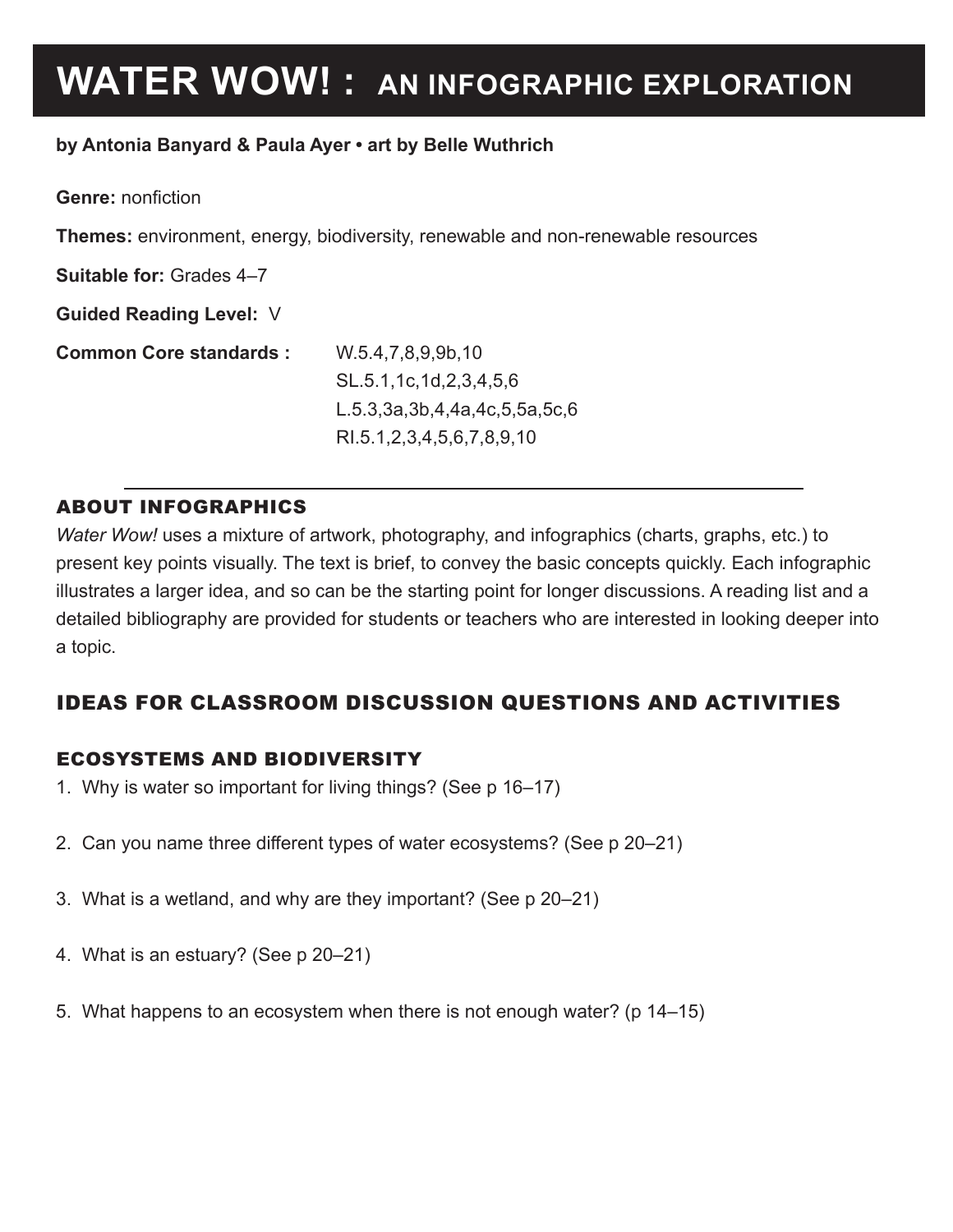# WATER WOW! : AN INFOGRAPHIC EXPLORATION

**by Antonia Banyard & Paula Ayer • art by Belle Wuthrich**

**Genre:** nonfiction

**Themes:** environment, energy, biodiversity, renewable and non-renewable resources

**Suitable for:** Grades 4–7

**Guided Reading Level:** V

**Common Core standards :** W.5.4,7,8,9,9b,10
SL.5.1,1c,1d,2,3,4,5,6
L.5.3,3a,3b,4,4a,4c,5,5a,5c,6
RI.5.1,2,3,4,5,6,7,8,9,10

## ABOUT INFOGRAPHICS

*Water Wow!* uses a mixture of artwork, photography, and infographics (charts, graphs, etc.) to present key points visually. The text is brief, to convey the basic concepts quickly. Each infographic illustrates a larger idea, and so can be the starting point for longer discussions. A reading list and a detailed bibliography are provided for students or teachers who are interested in looking deeper into a topic.

## IDEAS FOR CLASSROOM DISCUSSION QUESTIONS AND ACTIVITIES

### ECOSYSTEMS AND BIODIVERSITY

1. Why is water so important for living things? (See p 16–17)
2. Can you name three different types of water ecosystems? (See p 20–21)
3. What is a wetland, and why are they important? (See p 20–21)
4. What is an estuary? (See p 20–21)
5. What happens to an ecosystem when there is not enough water? (p 14–15)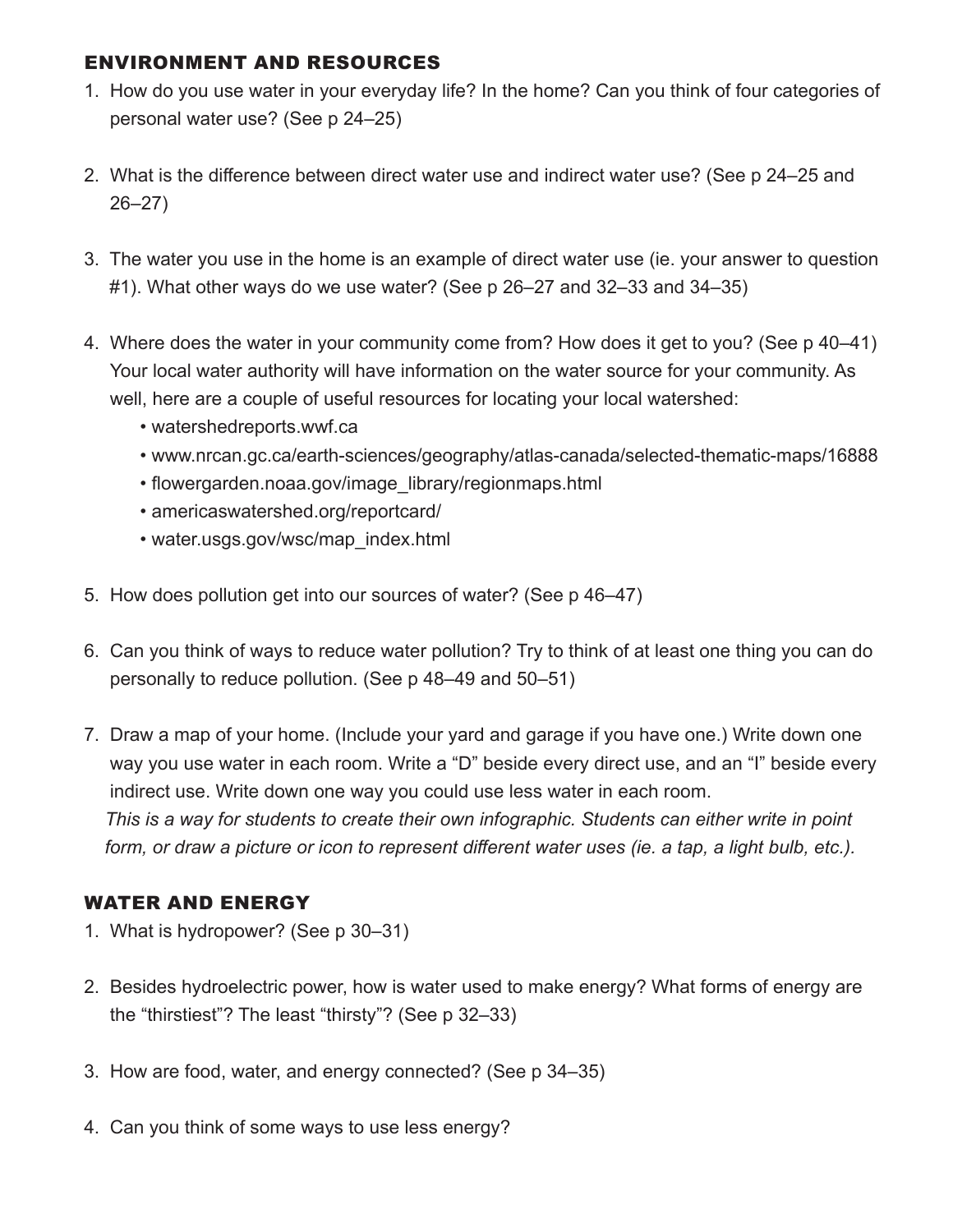## ENVIRONMENT AND RESOURCES

1. How do you use water in your everyday life? In the home? Can you think of four categories of personal water use? (See p 24–25)

2. What is the difference between direct water use and indirect water use? (See p 24–25 and 26–27)

3. The water you use in the home is an example of direct water use (ie. your answer to question #1). What other ways do we use water? (See p 26–27 and 32–33 and 34–35)

4. Where does the water in your community come from? How does it get to you? (See p 40–41) Your local water authority will have information on the water source for your community. As well, here are a couple of useful resources for locating your local watershed:
   - watershedreports.wwf.ca
   - www.nrcan.gc.ca/earth-sciences/geography/atlas-canada/selected-thematic-maps/16888
   - flowergarden.noaa.gov/image_library/regionmaps.html
   - americaswatershed.org/reportcard/
   - water.usgs.gov/wsc/map_index.html

5. How does pollution get into our sources of water? (See p 46–47)

6. Can you think of ways to reduce water pollution? Try to think of at least one thing you can do personally to reduce pollution. (See p 48–49 and 50–51)

7. Draw a map of your home. (Include your yard and garage if you have one.) Write down one way you use water in each room. Write a "D" beside every direct use, and an "I" beside every indirect use. Write down one way you could use less water in each room.
   *This is a way for students to create their own infographic. Students can either write in point form, or draw a picture or icon to represent different water uses (ie. a tap, a light bulb, etc.).*

## WATER AND ENERGY

1. What is hydropower? (See p 30–31)

2. Besides hydroelectric power, how is water used to make energy? What forms of energy are the "thirstiest"? The least "thirsty"? (See p 32–33)

3. How are food, water, and energy connected? (See p 34–35)

4. Can you think of some ways to use less energy?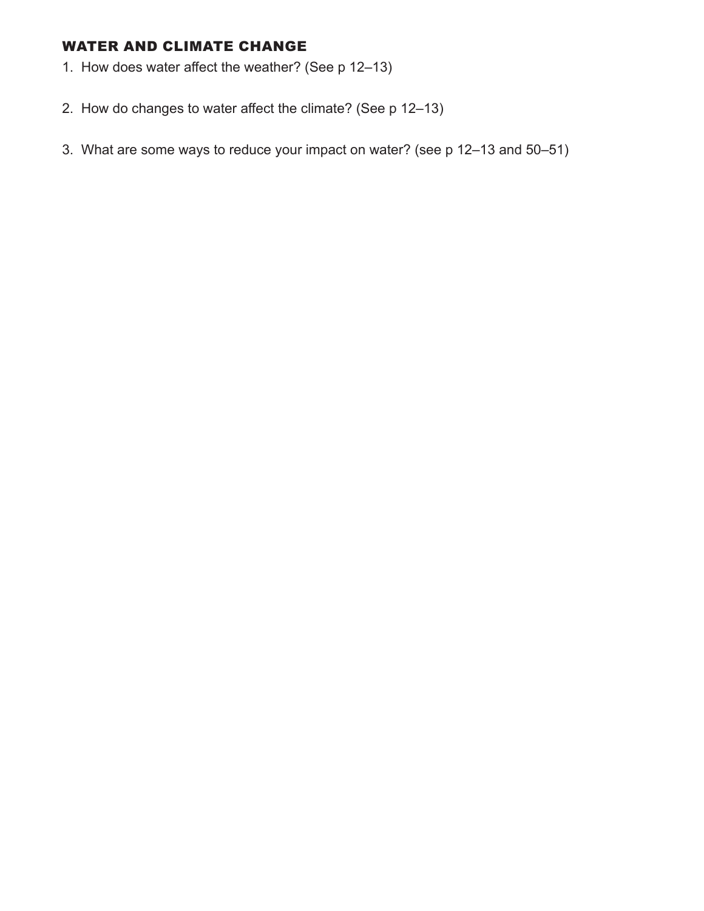## WATER AND CLIMATE CHANGE

1. How does water affect the weather? (See p 12–13)
2. How do changes to water affect the climate? (See p 12–13)
3. What are some ways to reduce your impact on water? (see p 12–13 and 50–51)